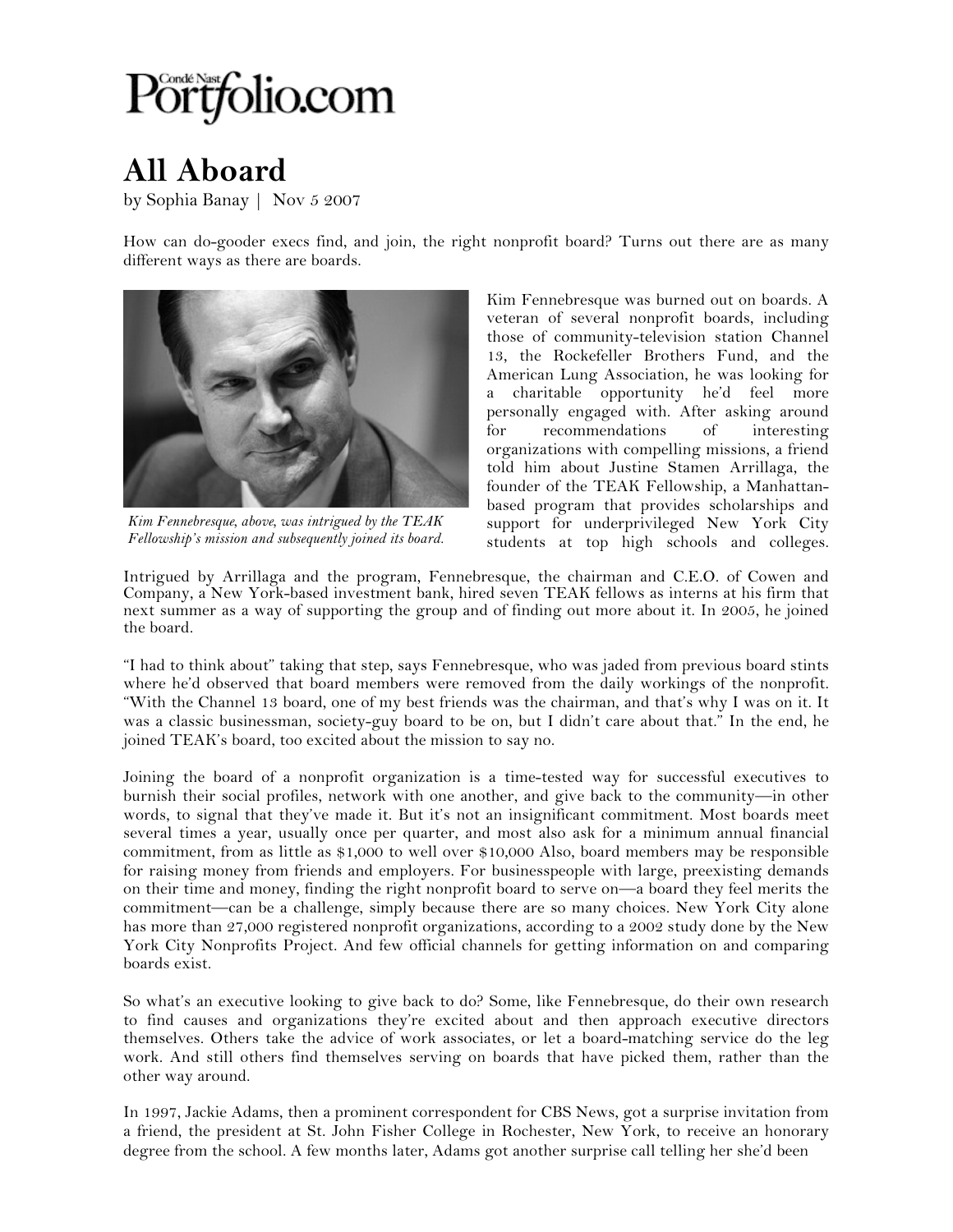Condé Nast Portfolio.com

# All Aboard

by Sophia Banay | Nov 5 2007

How can do-gooder execs find, and join, the right nonprofit board? Turns out there are as many different ways as there are boards.

*Kim Fennebresque, above, was intrigued by the TEAK Fellowship's mission and subsequently joined its board.*

Kim Fennebresque was burned out on boards. A veteran of several nonprofit boards, including those of community-television station Channel 13, the Rockefeller Brothers Fund, and the American Lung Association, he was looking for a charitable opportunity he'd feel more personally engaged with. After asking around for recommendations of interesting organizations with compelling missions, a friend told him about Justine Stamen Arrillaga, the founder of the TEAK Fellowship, a Manhattan-based program that provides scholarships and support for underprivileged New York City students at top high schools and colleges. Intrigued by Arrillaga and the program, Fennebresque, the chairman and C.E.O. of Cowen and Company, a New York-based investment bank, hired seven TEAK fellows as interns at his firm that next summer as a way of supporting the group and of finding out more about it. In 2005, he joined the board.

"I had to think about" taking that step, says Fennebresque, who was jaded from previous board stints where he'd observed that board members were removed from the daily workings of the nonprofit. "With the Channel 13 board, one of my best friends was the chairman, and that's why I was on it. It was a classic businessman, society-guy board to be on, but I didn't care about that." In the end, he joined TEAK's board, too excited about the mission to say no.

Joining the board of a nonprofit organization is a time-tested way for successful executives to burnish their social profiles, network with one another, and give back to the community—in other words, to signal that they've made it. But it's not an insignificant commitment. Most boards meet several times a year, usually once per quarter, and most also ask for a minimum annual financial commitment, from as little as $1,000 to well over $10,000 Also, board members may be responsible for raising money from friends and employers. For businesspeople with large, preexisting demands on their time and money, finding the right nonprofit board to serve on—a board they feel merits the commitment—can be a challenge, simply because there are so many choices. New York City alone has more than 27,000 registered nonprofit organizations, according to a 2002 study done by the New York City Nonprofits Project. And few official channels for getting information on and comparing boards exist.

So what's an executive looking to give back to do? Some, like Fennebresque, do their own research to find causes and organizations they're excited about and then approach executive directors themselves. Others take the advice of work associates, or let a board-matching service do the leg work. And still others find themselves serving on boards that have picked them, rather than the other way around.

In 1997, Jackie Adams, then a prominent correspondent for CBS News, got a surprise invitation from a friend, the president at St. John Fisher College in Rochester, New York, to receive an honorary degree from the school. A few months later, Adams got another surprise call telling her she'd been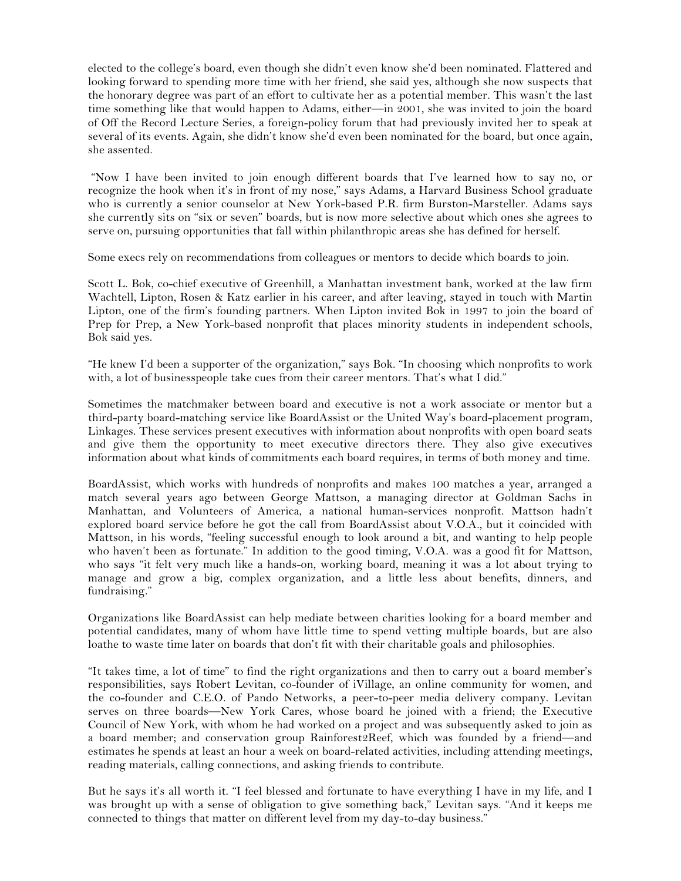elected to the college's board, even though she didn't even know she'd been nominated. Flattered and looking forward to spending more time with her friend, she said yes, although she now suspects that the honorary degree was part of an effort to cultivate her as a potential member. This wasn't the last time something like that would happen to Adams, either—in 2001, she was invited to join the board of Off the Record Lecture Series, a foreign-policy forum that had previously invited her to speak at several of its events. Again, she didn't know she'd even been nominated for the board, but once again, she assented.

"Now I have been invited to join enough different boards that I've learned how to say no, or recognize the hook when it's in front of my nose," says Adams, a Harvard Business School graduate who is currently a senior counselor at New York-based P.R. firm Burston-Marsteller. Adams says she currently sits on "six or seven" boards, but is now more selective about which ones she agrees to serve on, pursuing opportunities that fall within philanthropic areas she has defined for herself.

Some execs rely on recommendations from colleagues or mentors to decide which boards to join.

Scott L. Bok, co-chief executive of Greenhill, a Manhattan investment bank, worked at the law firm Wachtell, Lipton, Rosen & Katz earlier in his career, and after leaving, stayed in touch with Martin Lipton, one of the firm's founding partners. When Lipton invited Bok in 1997 to join the board of Prep for Prep, a New York-based nonprofit that places minority students in independent schools, Bok said yes.

"He knew I'd been a supporter of the organization," says Bok. "In choosing which nonprofits to work with, a lot of businesspeople take cues from their career mentors. That's what I did."

Sometimes the matchmaker between board and executive is not a work associate or mentor but a third-party board-matching service like BoardAssist or the United Way's board-placement program, Linkages. These services present executives with information about nonprofits with open board seats and give them the opportunity to meet executive directors there. They also give executives information about what kinds of commitments each board requires, in terms of both money and time.

BoardAssist, which works with hundreds of nonprofits and makes 100 matches a year, arranged a match several years ago between George Mattson, a managing director at Goldman Sachs in Manhattan, and Volunteers of America, a national human-services nonprofit. Mattson hadn't explored board service before he got the call from BoardAssist about V.O.A., but it coincided with Mattson, in his words, "feeling successful enough to look around a bit, and wanting to help people who haven't been as fortunate." In addition to the good timing, V.O.A. was a good fit for Mattson, who says "it felt very much like a hands-on, working board, meaning it was a lot about trying to manage and grow a big, complex organization, and a little less about benefits, dinners, and fundraising."

Organizations like BoardAssist can help mediate between charities looking for a board member and potential candidates, many of whom have little time to spend vetting multiple boards, but are also loathe to waste time later on boards that don't fit with their charitable goals and philosophies.

"It takes time, a lot of time" to find the right organizations and then to carry out a board member's responsibilities, says Robert Levitan, co-founder of iVillage, an online community for women, and the co-founder and C.E.O. of Pando Networks, a peer-to-peer media delivery company. Levitan serves on three boards—New York Cares, whose board he joined with a friend; the Executive Council of New York, with whom he had worked on a project and was subsequently asked to join as a board member; and conservation group Rainforest2Reef, which was founded by a friend—and estimates he spends at least an hour a week on board-related activities, including attending meetings, reading materials, calling connections, and asking friends to contribute.

But he says it's all worth it. "I feel blessed and fortunate to have everything I have in my life, and I was brought up with a sense of obligation to give something back," Levitan says. "And it keeps me connected to things that matter on different level from my day-to-day business."